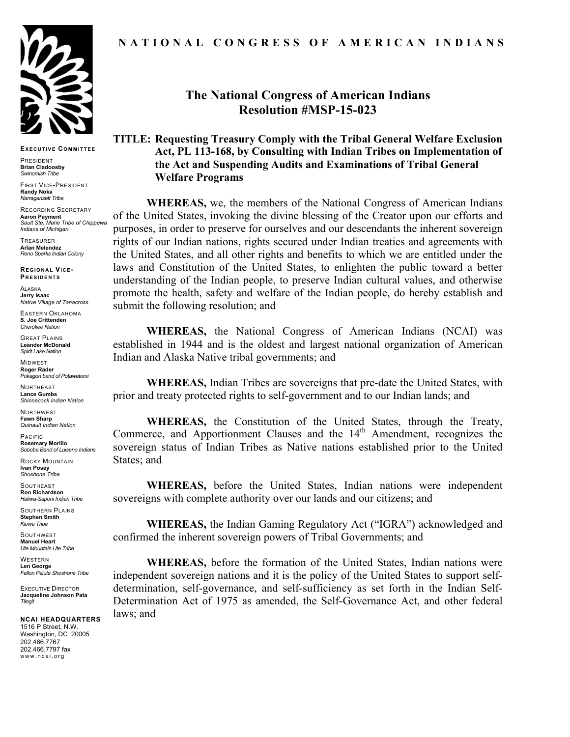**NATIONAL CONGRESS OF AMERICAN INDIANS**

**EXECUTIVE COMMITTEE**

PRESIDENT
**Brian Cladoosby**
*Swinomish Tribe*

FIRST VICE-PRESIDENT
**Randy Noka**
*Narragansett Tribe*

RECORDING SECRETARY
**Aaron Payment**
*Sault Ste. Marie Tribe of Chippewa Indians of Michigan*

TREASURER
**Arlan Melendez**
*Reno Sparks Indian Colony*

**REGIONAL VICE-PRESIDENTS**

ALASKA
**Jerry Isaac**
*Native Village of Tanacross*

EASTERN OKLAHOMA
**S. Joe Crittenden**
*Cherokee Nation*

GREAT PLAINS
**Leander McDonald**
*Spirit Lake Nation*

MIDWEST
**Roger Rader**
*Pokagon band of Potawatomi*

NORTHEAST
**Lance Gumbs**
*Shinnecock Indian Nation*

NORTHWEST
**Fawn Sharp**
*Quinault Indian Nation*

PACIFIC
**Rosemary Morillo**
*Soboba Band of Luiseno Indians*

ROCKY MOUNTAIN
**Ivan Posey**
*Shoshone Tribe*

SOUTHEAST
**Ron Richardson**
*Haliwa-Saponi Indian Tribe*

SOUTHERN PLAINS
**Stephen Smith**
*Kiowa Tribe*

SOUTHWEST
**Manuel Heart**
*Ute Mountain Ute Tribe*

WESTERN
**Len George**
*Fallon Paiute Shoshone Tribe*

EXECUTIVE DIRECTOR
**Jacqueline Johnson Pata**
*Tlingit*

**NCAI HEADQUARTERS**
1516 P Street, N.W.
Washington, DC 20005
202.466.7767
202.466.7797 fax
www.ncai.org

# The National Congress of American Indians Resolution #MSP-15-023

**TITLE: Requesting Treasury Comply with the Tribal General Welfare Exclusion Act, PL 113-168, by Consulting with Indian Tribes on Implementation of the Act and Suspending Audits and Examinations of Tribal General Welfare Programs**

**WHEREAS,** we, the members of the National Congress of American Indians of the United States, invoking the divine blessing of the Creator upon our efforts and purposes, in order to preserve for ourselves and our descendants the inherent sovereign rights of our Indian nations, rights secured under Indian treaties and agreements with the United States, and all other rights and benefits to which we are entitled under the laws and Constitution of the United States, to enlighten the public toward a better understanding of the Indian people, to preserve Indian cultural values, and otherwise promote the health, safety and welfare of the Indian people, do hereby establish and submit the following resolution; and

**WHEREAS,** the National Congress of American Indians (NCAI) was established in 1944 and is the oldest and largest national organization of American Indian and Alaska Native tribal governments; and

**WHEREAS,** Indian Tribes are sovereigns that pre-date the United States, with prior and treaty protected rights to self-government and to our Indian lands; and

**WHEREAS,** the Constitution of the United States, through the Treaty, Commerce, and Apportionment Clauses and the 14th Amendment, recognizes the sovereign status of Indian Tribes as Native nations established prior to the United States; and

**WHEREAS,** before the United States, Indian nations were independent sovereigns with complete authority over our lands and our citizens; and

**WHEREAS,** the Indian Gaming Regulatory Act ("IGRA") acknowledged and confirmed the inherent sovereign powers of Tribal Governments; and

**WHEREAS,** before the formation of the United States, Indian nations were independent sovereign nations and it is the policy of the United States to support self-determination, self-governance, and self-sufficiency as set forth in the Indian Self-Determination Act of 1975 as amended, the Self-Governance Act, and other federal laws; and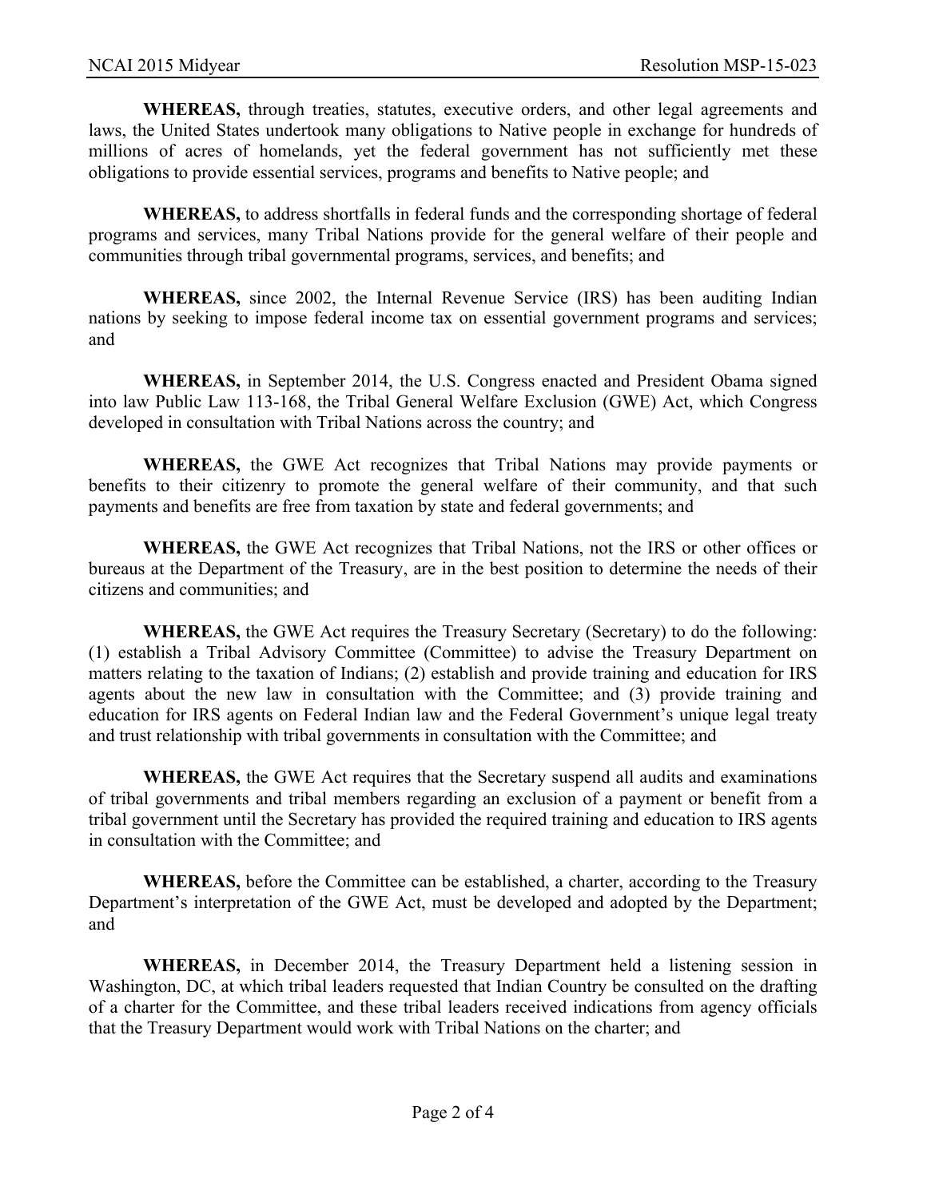**WHEREAS,** through treaties, statutes, executive orders, and other legal agreements and laws, the United States undertook many obligations to Native people in exchange for hundreds of millions of acres of homelands, yet the federal government has not sufficiently met these obligations to provide essential services, programs and benefits to Native people; and

**WHEREAS,** to address shortfalls in federal funds and the corresponding shortage of federal programs and services, many Tribal Nations provide for the general welfare of their people and communities through tribal governmental programs, services, and benefits; and

**WHEREAS,** since 2002, the Internal Revenue Service (IRS) has been auditing Indian nations by seeking to impose federal income tax on essential government programs and services; and

**WHEREAS,** in September 2014, the U.S. Congress enacted and President Obama signed into law Public Law 113-168, the Tribal General Welfare Exclusion (GWE) Act, which Congress developed in consultation with Tribal Nations across the country; and

**WHEREAS,** the GWE Act recognizes that Tribal Nations may provide payments or benefits to their citizenry to promote the general welfare of their community, and that such payments and benefits are free from taxation by state and federal governments; and

**WHEREAS,** the GWE Act recognizes that Tribal Nations, not the IRS or other offices or bureaus at the Department of the Treasury, are in the best position to determine the needs of their citizens and communities; and

**WHEREAS,** the GWE Act requires the Treasury Secretary (Secretary) to do the following: (1) establish a Tribal Advisory Committee (Committee) to advise the Treasury Department on matters relating to the taxation of Indians; (2) establish and provide training and education for IRS agents about the new law in consultation with the Committee; and (3) provide training and education for IRS agents on Federal Indian law and the Federal Government's unique legal treaty and trust relationship with tribal governments in consultation with the Committee; and

**WHEREAS,** the GWE Act requires that the Secretary suspend all audits and examinations of tribal governments and tribal members regarding an exclusion of a payment or benefit from a tribal government until the Secretary has provided the required training and education to IRS agents in consultation with the Committee; and

**WHEREAS,** before the Committee can be established, a charter, according to the Treasury Department's interpretation of the GWE Act, must be developed and adopted by the Department; and

**WHEREAS,** in December 2014, the Treasury Department held a listening session in Washington, DC, at which tribal leaders requested that Indian Country be consulted on the drafting of a charter for the Committee, and these tribal leaders received indications from agency officials that the Treasury Department would work with Tribal Nations on the charter; and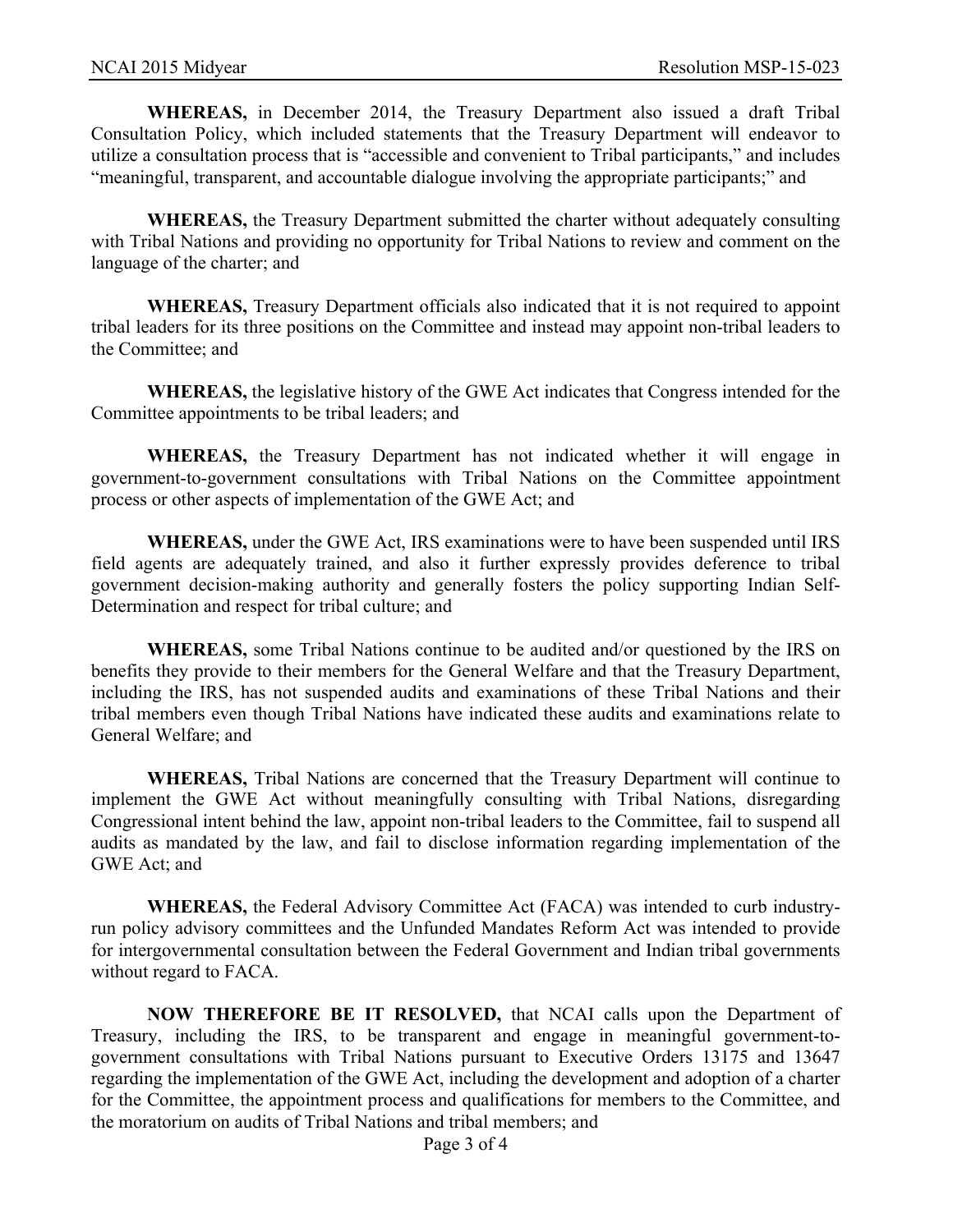**WHEREAS,** in December 2014, the Treasury Department also issued a draft Tribal Consultation Policy, which included statements that the Treasury Department will endeavor to utilize a consultation process that is "accessible and convenient to Tribal participants," and includes "meaningful, transparent, and accountable dialogue involving the appropriate participants;" and

**WHEREAS,** the Treasury Department submitted the charter without adequately consulting with Tribal Nations and providing no opportunity for Tribal Nations to review and comment on the language of the charter; and

**WHEREAS,** Treasury Department officials also indicated that it is not required to appoint tribal leaders for its three positions on the Committee and instead may appoint non-tribal leaders to the Committee; and

**WHEREAS,** the legislative history of the GWE Act indicates that Congress intended for the Committee appointments to be tribal leaders; and

**WHEREAS,** the Treasury Department has not indicated whether it will engage in government-to-government consultations with Tribal Nations on the Committee appointment process or other aspects of implementation of the GWE Act; and

**WHEREAS,** under the GWE Act, IRS examinations were to have been suspended until IRS field agents are adequately trained, and also it further expressly provides deference to tribal government decision-making authority and generally fosters the policy supporting Indian Self-Determination and respect for tribal culture; and

**WHEREAS,** some Tribal Nations continue to be audited and/or questioned by the IRS on benefits they provide to their members for the General Welfare and that the Treasury Department, including the IRS, has not suspended audits and examinations of these Tribal Nations and their tribal members even though Tribal Nations have indicated these audits and examinations relate to General Welfare; and

**WHEREAS,** Tribal Nations are concerned that the Treasury Department will continue to implement the GWE Act without meaningfully consulting with Tribal Nations, disregarding Congressional intent behind the law, appoint non-tribal leaders to the Committee, fail to suspend all audits as mandated by the law, and fail to disclose information regarding implementation of the GWE Act; and

**WHEREAS,** the Federal Advisory Committee Act (FACA) was intended to curb industry-run policy advisory committees and the Unfunded Mandates Reform Act was intended to provide for intergovernmental consultation between the Federal Government and Indian tribal governments without regard to FACA.

**NOW THEREFORE BE IT RESOLVED,** that NCAI calls upon the Department of Treasury, including the IRS, to be transparent and engage in meaningful government-to-government consultations with Tribal Nations pursuant to Executive Orders 13175 and 13647 regarding the implementation of the GWE Act, including the development and adoption of a charter for the Committee, the appointment process and qualifications for members to the Committee, and the moratorium on audits of Tribal Nations and tribal members; and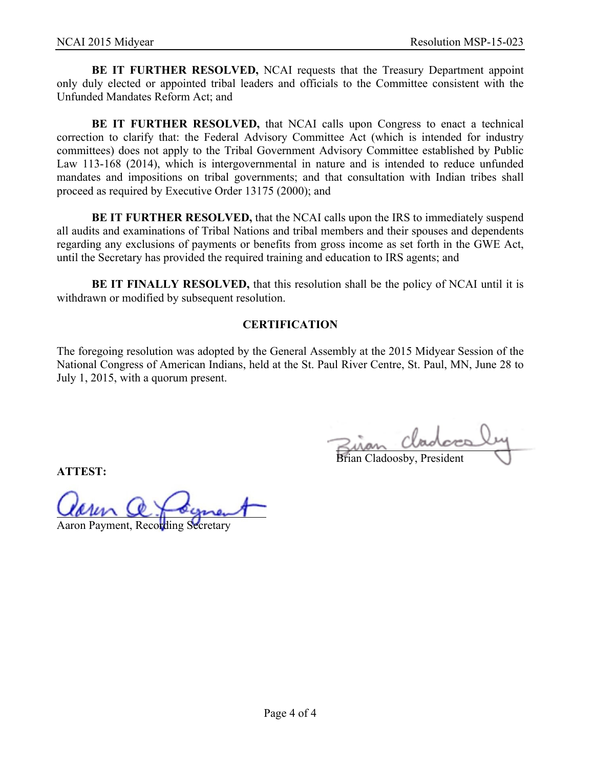**BE IT FURTHER RESOLVED,** NCAI requests that the Treasury Department appoint only duly elected or appointed tribal leaders and officials to the Committee consistent with the Unfunded Mandates Reform Act; and

**BE IT FURTHER RESOLVED,** that NCAI calls upon Congress to enact a technical correction to clarify that: the Federal Advisory Committee Act (which is intended for industry committees) does not apply to the Tribal Government Advisory Committee established by Public Law 113-168 (2014), which is intergovernmental in nature and is intended to reduce unfunded mandates and impositions on tribal governments; and that consultation with Indian tribes shall proceed as required by Executive Order 13175 (2000); and

**BE IT FURTHER RESOLVED,** that the NCAI calls upon the IRS to immediately suspend all audits and examinations of Tribal Nations and tribal members and their spouses and dependents regarding any exclusions of payments or benefits from gross income as set forth in the GWE Act, until the Secretary has provided the required training and education to IRS agents; and

**BE IT FINALLY RESOLVED,** that this resolution shall be the policy of NCAI until it is withdrawn or modified by subsequent resolution.

**CERTIFICATION**

The foregoing resolution was adopted by the General Assembly at the 2015 Midyear Session of the National Congress of American Indians, held at the St. Paul River Centre, St. Paul, MN, June 28 to July 1, 2015, with a quorum present.

Brian Cladoosby, President

**ATTEST:**

Aaron Payment, Recording Secretary